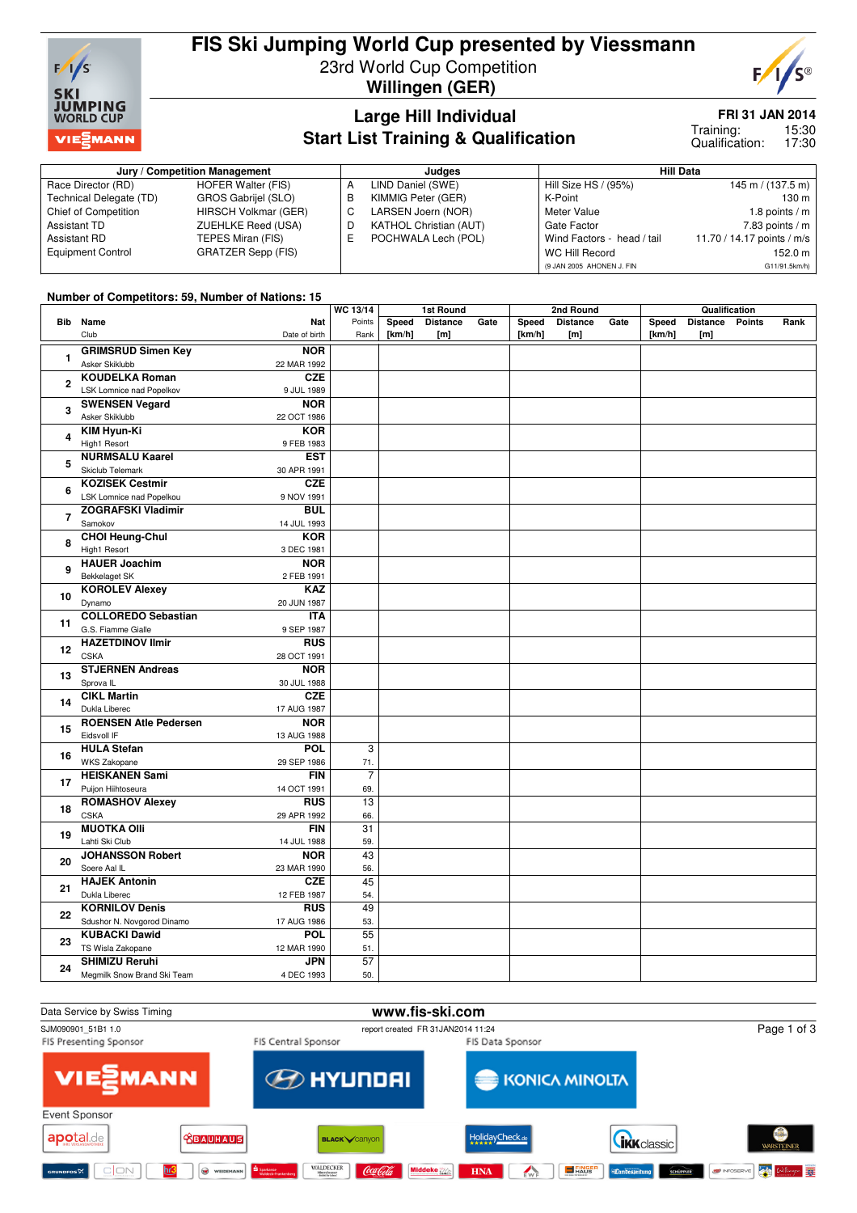# FIS Ski Jumping World Cup presented by Viessmann

23rd World Cup Competition

**Willingen (GER)**

## Large Hill Individual
## Start List Training & Qualification

**FRI 31 JAN 2014**

Training: 15:30
Qualification: 17:30

| Jury / Competition Management | | Judges | | Hill Data | |
|---|---|---|---|---|---|
| Race Director (RD) | HOFER Walter (FIS) | A | LIND Daniel (SWE) | Hill Size HS / (95%) | 145 m / (137.5 m) |
| Technical Delegate (TD) | GROS Gabrijel (SLO) | B | KIMMIG Peter (GER) | K-Point | 130 m |
| Chief of Competition | HIRSCH Volkmar (GER) | C | LARSEN Joern (NOR) | Meter Value | 1.8 points / m |
| Assistant TD | ZUEHLKE Reed (USA) | D | KATHOL Christian (AUT) | Gate Factor | 7.83 points / m |
| Assistant RD | TEPES Miran (FIS) | E | POCHWALA Lech (POL) | Wind Factors - head / tail | 11.70 / 14.17 points / m/s |
| Equipment Control | GRATZER Sepp (FIS) | | | WC Hill Record | 152.0 m |
| | | | | (9 JAN 2005 AHONEN J. FIN | G11/91.5km/h) |

**Number of Competitors: 59, Number of Nations: 15**

| Bib | Name / Club | Nat / Date of birth | WC 13/14 Points / Rank | 1st Round Speed [km/h] | 1st Round Distance [m] | 1st Round Gate | 2nd Round Speed [km/h] | 2nd Round Distance [m] | 2nd Round Gate | Qualification Speed [km/h] | Qualification Distance [m] | Qualification Points | Qualification Rank |
|---|---|---|---|---|---|---|---|---|---|---|---|---|---|
| 1 | **GRIMSRUD Simen Key** Asker Skiklubb | NOR 22 MAR 1992 | | | | | | | | | | | |
| 2 | **KOUDELKA Roman** LSK Lomnice nad Popelkov | CZE 9 JUL 1989 | | | | | | | | | | | |
| 3 | **SWENSEN Vegard** Asker Skiklubb | NOR 22 OCT 1986 | | | | | | | | | | | |
| 4 | **KIM Hyun-Ki** High1 Resort | KOR 9 FEB 1983 | | | | | | | | | | | |
| 5 | **NURMSALU Kaarel** Skiclub Telemark | EST 30 APR 1991 | | | | | | | | | | | |
| 6 | **KOZISEK Cestmir** LSK Lomnice nad Popelkou | CZE 9 NOV 1991 | | | | | | | | | | | |
| 7 | **ZOGRAFSKI Vladimir** Samokov | BUL 14 JUL 1993 | | | | | | | | | | | |
| 8 | **CHOI Heung-Chul** High1 Resort | KOR 3 DEC 1981 | | | | | | | | | | | |
| 9 | **HAUER Joachim** Bekkelaget SK | NOR 2 FEB 1991 | | | | | | | | | | | |
| 10 | **KOROLEV Alexey** Dynamo | KAZ 20 JUN 1987 | | | | | | | | | | | |
| 11 | **COLLOREDO Sebastian** G.S. Fiamme Gialle | ITA 9 SEP 1987 | | | | | | | | | | | |
| 12 | **HAZETDINOV Ilmir** CSKA | RUS 28 OCT 1991 | | | | | | | | | | | |
| 13 | **STJERNEN Andreas** Sprova IL | NOR 30 JUL 1988 | | | | | | | | | | | |
| 14 | **CIKL Martin** Dukla Liberec | CZE 17 AUG 1987 | | | | | | | | | | | |
| 15 | **ROENSEN Atle Pedersen** Eidsvoll IF | NOR 13 AUG 1988 | | | | | | | | | | | |
| 16 | **HULA Stefan** WKS Zakopane | POL 29 SEP 1986 | 3 / 71. | | | | | | | | | | |
| 17 | **HEISKANEN Sami** Puijon Hiihtoseura | FIN 14 OCT 1991 | 7 / 69. | | | | | | | | | | |
| 18 | **ROMASHOV Alexey** CSKA | RUS 29 APR 1992 | 13 / 66. | | | | | | | | | | |
| 19 | **MUOTKA Olli** Lahti Ski Club | FIN 14 JUL 1988 | 31 / 59. | | | | | | | | | | |
| 20 | **JOHANSSON Robert** Soere Aal IL | NOR 23 MAR 1990 | 43 / 56. | | | | | | | | | | |
| 21 | **HAJEK Antonin** Dukla Liberec | CZE 12 FEB 1987 | 45 / 54. | | | | | | | | | | |
| 22 | **KORNILOV Denis** Sdushor N. Novgorod Dinamo | RUS 17 AUG 1986 | 49 / 53. | | | | | | | | | | |
| 23 | **KUBACKI Dawid** TS Wisla Zakopane | POL 12 MAR 1990 | 55 / 51. | | | | | | | | | | |
| 24 | **SHIMIZU Reruhi** Megmilk Snow Brand Ski Team | JPN 4 DEC 1993 | 57 / 50. | | | | | | | | | | |

Data Service by Swiss Timing — www.fis-ski.com

SJM090901_51B1 1.0 — report created FR 31JAN2014 11:24

FIS Presenting Sponsor: VIESSMANN — FIS Central Sponsor: HYUNDAI — FIS Data Sponsor: KONICA MINOLTA

Event Sponsor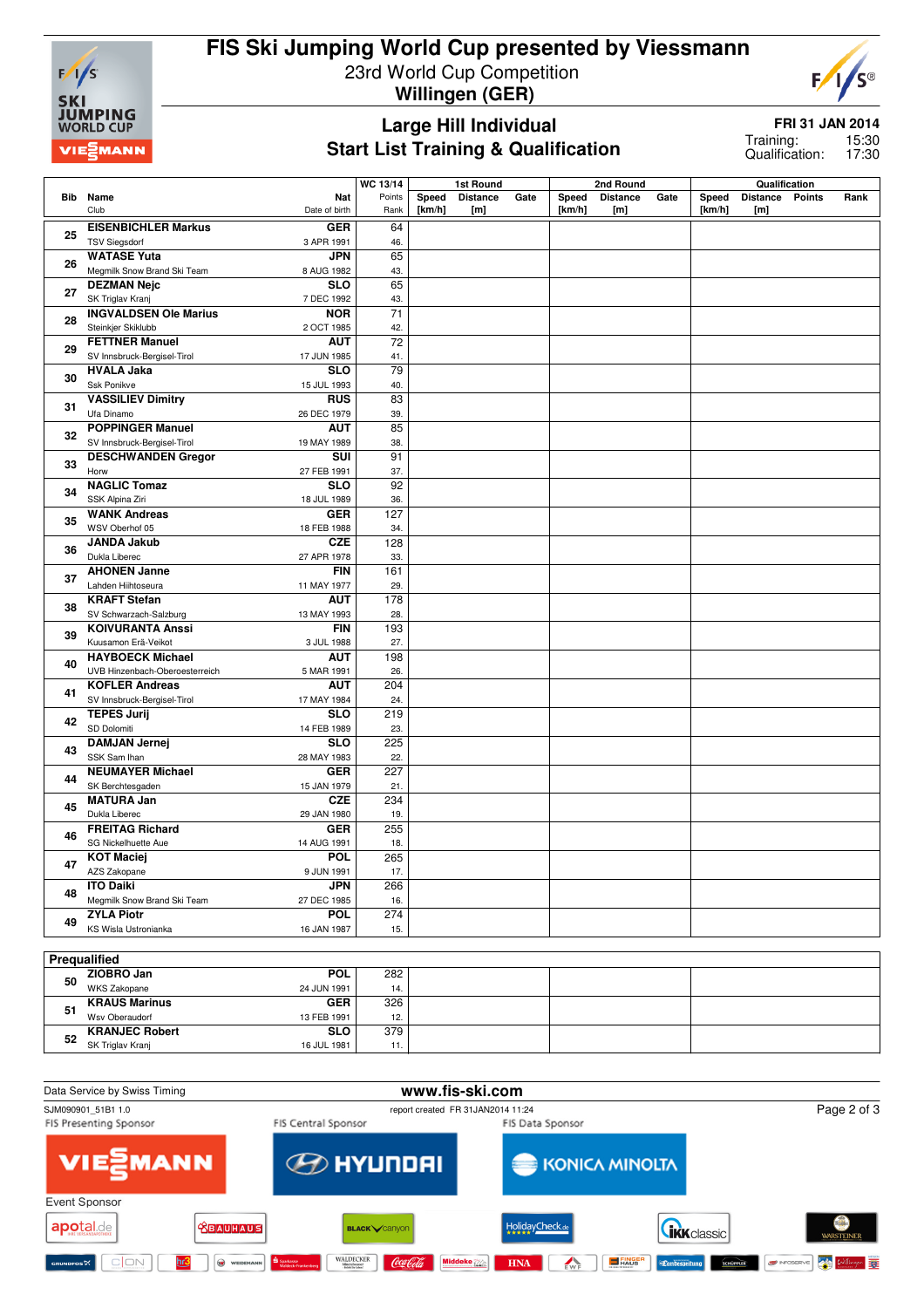# FIS Ski Jumping World Cup presented by Viessmann

23rd World Cup Competition

**Willingen (GER)**

## Large Hill Individual
## Start List Training & Qualification

**FRI 31 JAN 2014**
Training: 15:30
Qualification: 17:30

| Bib | Name / Club | Nat / Date of birth | WC 13/14 Points / Rank | 1st Round Speed [km/h] | 1st Round Distance [m] | 1st Round Gate | 2nd Round Speed [km/h] | 2nd Round Distance [m] | 2nd Round Gate | Qualification Speed [km/h] | Qualification Distance [m] | Qualification Points | Qualification Rank |
|---|---|---|---|---|---|---|---|---|---|---|---|---|---|
| 25 | **EISENBICHLER Markus** TSV Siegsdorf | **GER** 3 APR 1991 | 64 46. | | | | | | | | | | |
| 26 | **WATASE Yuta** Megmilk Snow Brand Ski Team | **JPN** 8 AUG 1982 | 65 43. | | | | | | | | | | |
| 27 | **DEZMAN Nejc** SK Triglav Kranj | **SLO** 7 DEC 1992 | 65 43. | | | | | | | | | | |
| 28 | **INGVALDSEN Ole Marius** Steinkjer Skiklubb | **NOR** 2 OCT 1985 | 71 42. | | | | | | | | | | |
| 29 | **FETTNER Manuel** SV Innsbruck-Bergisel-Tirol | **AUT** 17 JUN 1985 | 72 41. | | | | | | | | | | |
| 30 | **HVALA Jaka** Ssk Ponikve | **SLO** 15 JUL 1993 | 79 40. | | | | | | | | | | |
| 31 | **VASSILIEV Dimitry** Ufa Dinamo | **RUS** 26 DEC 1979 | 83 39. | | | | | | | | | | |
| 32 | **POPPINGER Manuel** SV Innsbruck-Bergisel-Tirol | **AUT** 19 MAY 1989 | 85 38. | | | | | | | | | | |
| 33 | **DESCHWANDEN Gregor** Horw | **SUI** 27 FEB 1991 | 91 37. | | | | | | | | | | |
| 34 | **NAGLIC Tomaz** SSK Alpina Ziri | **SLO** 18 JUL 1989 | 92 36. | | | | | | | | | | |
| 35 | **WANK Andreas** WSV Oberhof 05 | **GER** 18 FEB 1988 | 127 34. | | | | | | | | | | |
| 36 | **JANDA Jakub** Dukla Liberec | **CZE** 27 APR 1978 | 128 33. | | | | | | | | | | |
| 37 | **AHONEN Janne** Lahden Hiihtoseura | **FIN** 11 MAY 1977 | 161 29. | | | | | | | | | | |
| 38 | **KRAFT Stefan** SV Schwarzach-Salzburg | **AUT** 13 MAY 1993 | 178 28. | | | | | | | | | | |
| 39 | **KOIVURANTA Anssi** Kuusamon Erä-Veikot | **FIN** 3 JUL 1988 | 193 27. | | | | | | | | | | |
| 40 | **HAYBOECK Michael** UVB Hinzenbach-Oberoesterreich | **AUT** 5 MAR 1991 | 198 26. | | | | | | | | | | |
| 41 | **KOFLER Andreas** SV Innsbruck-Bergisel-Tirol | **AUT** 17 MAY 1984 | 204 24. | | | | | | | | | | |
| 42 | **TEPES Jurij** SD Dolomiti | **SLO** 14 FEB 1989 | 219 23. | | | | | | | | | | |
| 43 | **DAMJAN Jernej** SSK Sam Ihan | **SLO** 28 MAY 1983 | 225 22. | | | | | | | | | | |
| 44 | **NEUMAYER Michael** SK Berchtesgaden | **GER** 15 JAN 1979 | 227 21. | | | | | | | | | | |
| 45 | **MATURA Jan** Dukla Liberec | **CZE** 29 JAN 1980 | 234 19. | | | | | | | | | | |
| 46 | **FREITAG Richard** SG Nickelhuette Aue | **GER** 14 AUG 1991 | 255 18. | | | | | | | | | | |
| 47 | **KOT Maciej** AZS Zakopane | **POL** 9 JUN 1991 | 265 17. | | | | | | | | | | |
| 48 | **ITO Daiki** Megmilk Snow Brand Ski Team | **JPN** 27 DEC 1985 | 266 16. | | | | | | | | | | |
| 49 | **ZYLA Piotr** KS Wisla Ustronianka | **POL** 16 JAN 1987 | 274 15. | | | | | | | | | | |
| **Prequalified** | | | | | | | | | | | | | |
| 50 | **ZIOBRO Jan** WKS Zakopane | **POL** 24 JUN 1991 | 282 14. | | | | | | | | | | |
| 51 | **KRAUS Marinus** Wsv Oberaudorf | **GER** 13 FEB 1991 | 326 12. | | | | | | | | | | |
| 52 | **KRANJEC Robert** SK Triglav Kranj | **SLO** 16 JUL 1981 | 379 11. | | | | | | | | | | |

Data Service by Swiss Timing

**www.fis-ski.com**

SJM090901_51B1 1.0 report created FR 31JAN2014 11:24

FIS Presenting Sponsor · FIS Central Sponsor · FIS Data Sponsor · Event Sponsor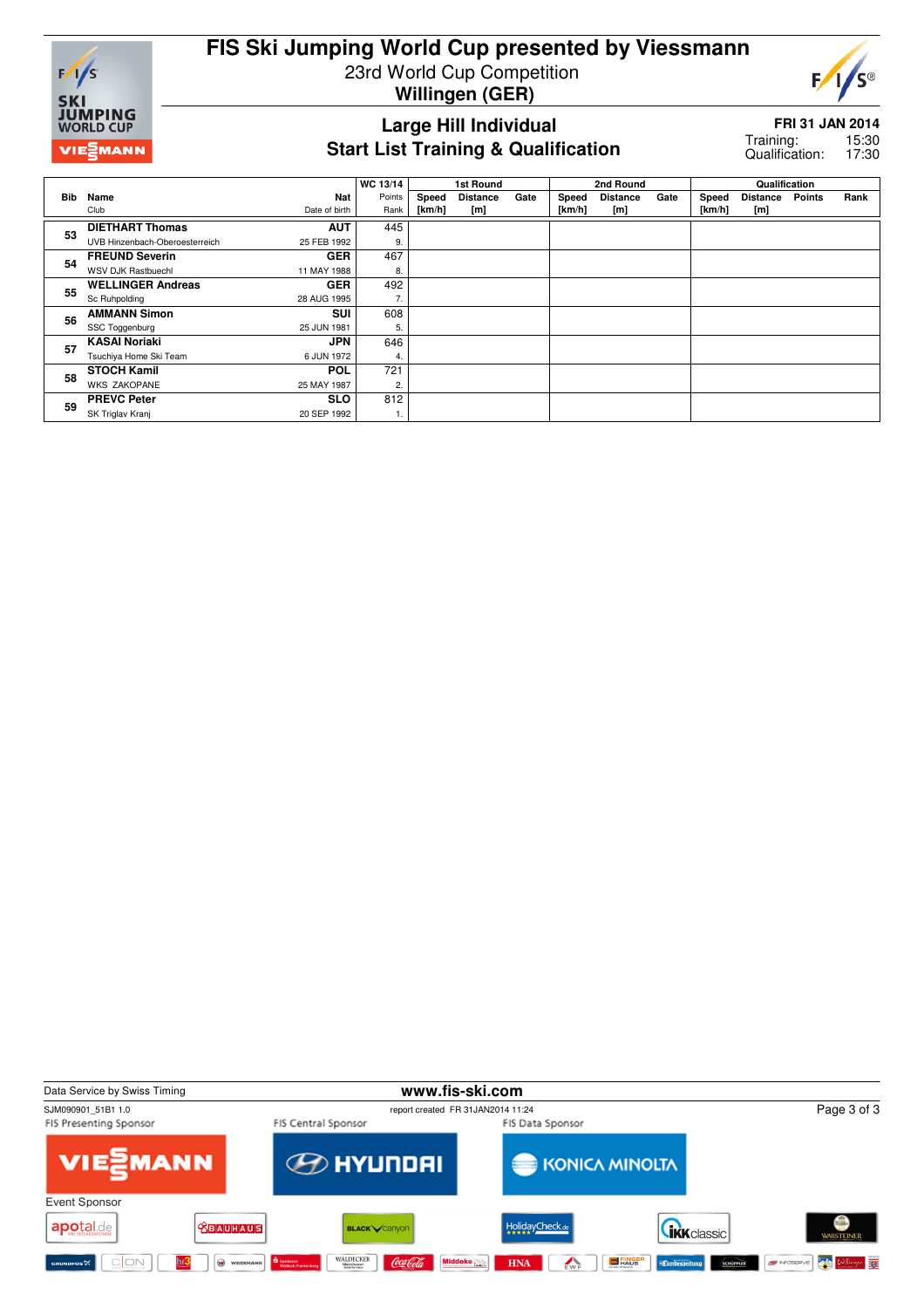# FIS Ski Jumping World Cup presented by Viessmann

23rd World Cup Competition

**Willingen (GER)**

## Large Hill Individual
## Start List Training & Qualification

**FRI 31 JAN 2014**

Training: 15:30

Qualification: 17:30

| Bib | Name / Club | Nat / Date of birth | WC 13/14 Points / Rank | 1st Round Speed [km/h] | 1st Round Distance [m] | 1st Round Gate | 2nd Round Speed [km/h] | 2nd Round Distance [m] | 2nd Round Gate | Qualification Speed [km/h] | Qualification Distance [m] | Qualification Points | Qualification Rank |
|---|---|---|---|---|---|---|---|---|---|---|---|---|---|
| 53 | **DIETHART Thomas** UVB Hinzenbach-Oberoesterreich | **AUT** 25 FEB 1992 | 445 9. | | | | | | | | | | |
| 54 | **FREUND Severin** WSV DJK Rastbuechl | **GER** 11 MAY 1988 | 467 8. | | | | | | | | | | |
| 55 | **WELLINGER Andreas** Sc Ruhpolding | **GER** 28 AUG 1995 | 492 7. | | | | | | | | | | |
| 56 | **AMMANN Simon** SSC Toggenburg | **SUI** 25 JUN 1981 | 608 5. | | | | | | | | | | |
| 57 | **KASAI Noriaki** Tsuchiya Home Ski Team | **JPN** 6 JUN 1972 | 646 4. | | | | | | | | | | |
| 58 | **STOCH Kamil** WKS ZAKOPANE | **POL** 25 MAY 1987 | 721 2. | | | | | | | | | | |
| 59 | **PREVC Peter** SK Triglav Kranj | **SLO** 20 SEP 1992 | 812 1. | | | | | | | | | | |

Data Service by Swiss Timing

www.fis-ski.com

SJM090901_51B1 1.0

report created FR 31JAN2014 11:24

FIS Presenting Sponsor: VIESSMANN

FIS Central Sponsor: HYUNDAI

FIS Data Sponsor: KONICA MINOLTA

Event Sponsor